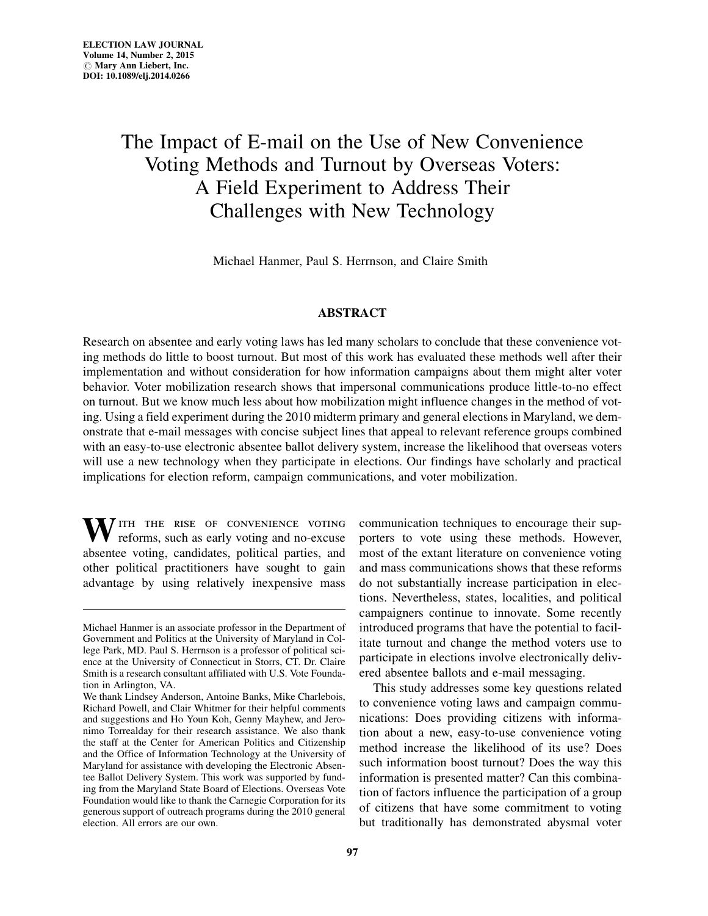# The Impact of E-mail on the Use of New Convenience Voting Methods and Turnout by Overseas Voters: A Field Experiment to Address Their Challenges with New Technology

Michael Hanmer, Paul S. Herrnson, and Claire Smith

## ABSTRACT

Research on absentee and early voting laws has led many scholars to conclude that these convenience voting methods do little to boost turnout. But most of this work has evaluated these methods well after their implementation and without consideration for how information campaigns about them might alter voter behavior. Voter mobilization research shows that impersonal communications produce little-to-no effect on turnout. But we know much less about how mobilization might influence changes in the method of voting. Using a field experiment during the 2010 midterm primary and general elections in Maryland, we demonstrate that e-mail messages with concise subject lines that appeal to relevant reference groups combined with an easy-to-use electronic absentee ballot delivery system, increase the likelihood that overseas voters will use a new technology when they participate in elections. Our findings have scholarly and practical implications for election reform, campaign communications, and voter mobilization.

With the rise of convenience voting reforms, such as early voting and no-excuse absentee voting, candidates, political parties, and other political practitioners have sought to gain advantage by using relatively inexpensive mass communication techniques to encourage their supporters to vote using these methods. However, most of the extant literature on convenience voting and mass communications shows that these reforms do not substantially increase participation in elections. Nevertheless, states, localities, and political campaigners continue to innovate. Some recently introduced programs that have the potential to facilitate turnout and change the method voters use to participate in elections involve electronically delivered absentee ballots and e-mail messaging.

This study addresses some key questions related to convenience voting laws and campaign communications: Does providing citizens with information about a new, easy-to-use convenience voting method increase the likelihood of its use? Does such information boost turnout? Does the way this information is presented matter? Can this combination of factors influence the participation of a group of citizens that have some commitment to voting but traditionally has demonstrated abysmal voter

---

Michael Hanmer is an associate professor in the Department of Government and Politics at the University of Maryland in College Park, MD. Paul S. Herrnson is a professor of political science at the University of Connecticut in Storrs, CT. Dr. Claire Smith is a research consultant affiliated with U.S. Vote Foundation in Arlington, VA.

We thank Lindsey Anderson, Antoine Banks, Mike Charlebois, Richard Powell, and Clair Whitmer for their helpful comments and suggestions and Ho Youn Koh, Genny Mayhew, and Jeronimo Torrealday for their research assistance. We also thank the staff at the Center for American Politics and Citizenship and the Office of Information Technology at the University of Maryland for assistance with developing the Electronic Absentee Ballot Delivery System. This work was supported by funding from the Maryland State Board of Elections. Overseas Vote Foundation would like to thank the Carnegie Corporation for its generous support of outreach programs during the 2010 general election. All errors are our own.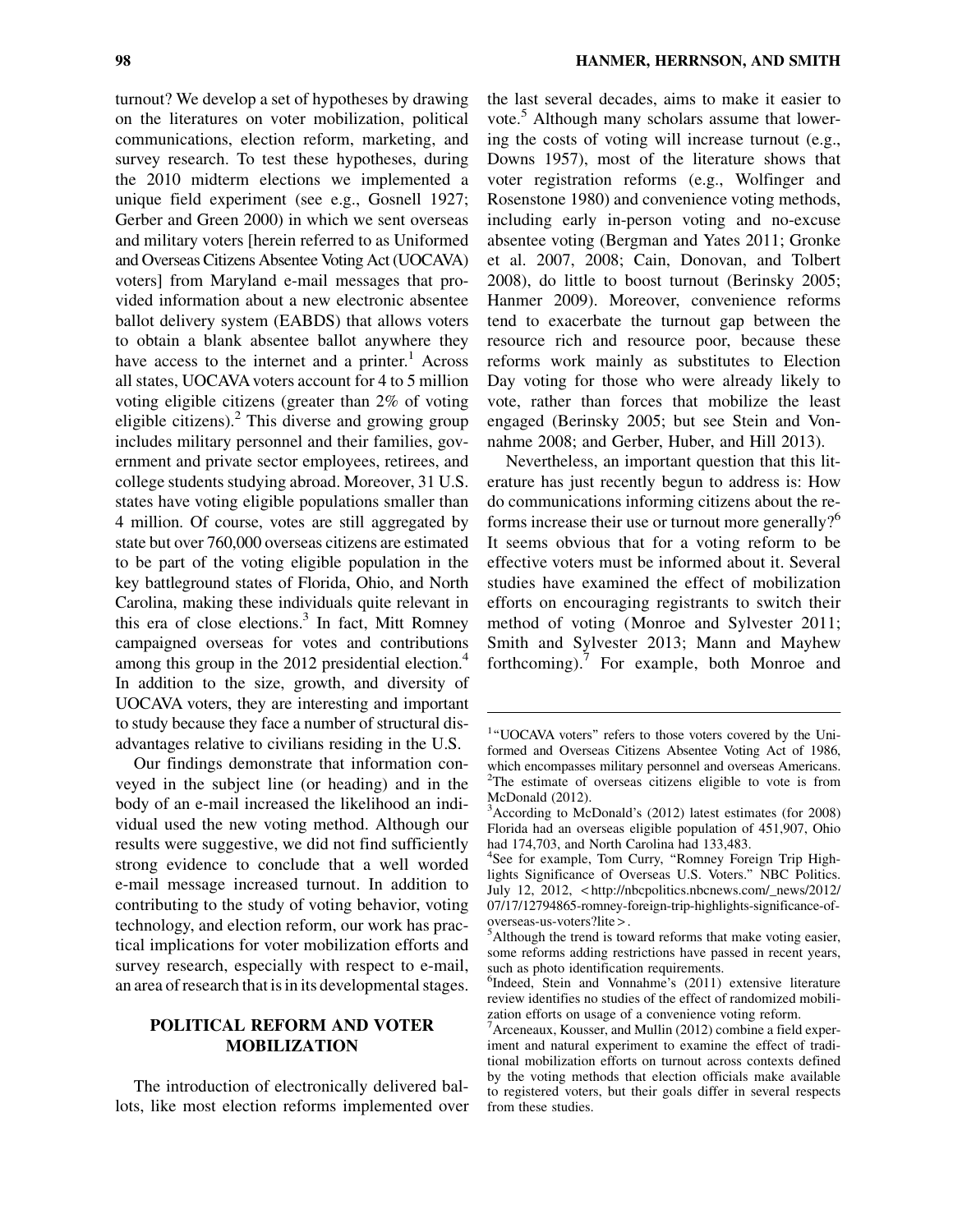turnout? We develop a set of hypotheses by drawing on the literatures on voter mobilization, political communications, election reform, marketing, and survey research. To test these hypotheses, during the 2010 midterm elections we implemented a unique field experiment (see e.g., Gosnell 1927; Gerber and Green 2000) in which we sent overseas and military voters [herein referred to as Uniformed and Overseas Citizens Absentee Voting Act (UOCAVA) voters] from Maryland e-mail messages that provided information about a new electronic absentee ballot delivery system (EABDS) that allows voters to obtain a blank absentee ballot anywhere they have access to the internet and a printer.[1] Across all states, UOCAVA voters account for 4 to 5 million voting eligible citizens (greater than 2% of voting eligible citizens).[2] This diverse and growing group includes military personnel and their families, government and private sector employees, retirees, and college students studying abroad. Moreover, 31 U.S. states have voting eligible populations smaller than 4 million. Of course, votes are still aggregated by state but over 760,000 overseas citizens are estimated to be part of the voting eligible population in the key battleground states of Florida, Ohio, and North Carolina, making these individuals quite relevant in this era of close elections.[3] In fact, Mitt Romney campaigned overseas for votes and contributions among this group in the 2012 presidential election.[4] In addition to the size, growth, and diversity of UOCAVA voters, they are interesting and important to study because they face a number of structural disadvantages relative to civilians residing in the U.S.

Our findings demonstrate that information conveyed in the subject line (or heading) and in the body of an e-mail increased the likelihood an individual used the new voting method. Although our results were suggestive, we did not find sufficiently strong evidence to conclude that a well worded e-mail message increased turnout. In addition to contributing to the study of voting behavior, voting technology, and election reform, our work has practical implications for voter mobilization efforts and survey research, especially with respect to e-mail, an area of research that is in its developmental stages.

## POLITICAL REFORM AND VOTER MOBILIZATION

The introduction of electronically delivered ballots, like most election reforms implemented over the last several decades, aims to make it easier to vote.[5] Although many scholars assume that lowering the costs of voting will increase turnout (e.g., Downs 1957), most of the literature shows that voter registration reforms (e.g., Wolfinger and Rosenstone 1980) and convenience voting methods, including early in-person voting and no-excuse absentee voting (Bergman and Yates 2011; Gronke et al. 2007, 2008; Cain, Donovan, and Tolbert 2008), do little to boost turnout (Berinsky 2005; Hanmer 2009). Moreover, convenience reforms tend to exacerbate the turnout gap between the resource rich and resource poor, because these reforms work mainly as substitutes to Election Day voting for those who were already likely to vote, rather than forces that mobilize the least engaged (Berinsky 2005; but see Stein and Vonnahme 2008; and Gerber, Huber, and Hill 2013).

Nevertheless, an important question that this literature has just recently begun to address is: How do communications informing citizens about the reforms increase their use or turnout more generally?[6] It seems obvious that for a voting reform to be effective voters must be informed about it. Several studies have examined the effect of mobilization efforts on encouraging registrants to switch their method of voting (Monroe and Sylvester 2011; Smith and Sylvester 2013; Mann and Mayhew forthcoming).[7] For example, both Monroe and

---

[1] "UOCAVA voters" refers to those voters covered by the Uniformed and Overseas Citizens Absentee Voting Act of 1986, which encompasses military personnel and overseas Americans.

[2] The estimate of overseas citizens eligible to vote is from McDonald (2012).

[3] According to McDonald's (2012) latest estimates (for 2008) Florida had an overseas eligible population of 451,907, Ohio had 174,703, and North Carolina had 133,483.

[4] See for example, Tom Curry, "Romney Foreign Trip Highlights Significance of Overseas U.S. Voters." NBC Politics. July 12, 2012, <http://nbcpolitics.nbcnews.com/_news/2012/07/17/12794865-romney-foreign-trip-highlights-significance-of-overseas-us-voters?lite>.

[5] Although the trend is toward reforms that make voting easier, some reforms adding restrictions have passed in recent years, such as photo identification requirements.

[6] Indeed, Stein and Vonnahme's (2011) extensive literature review identifies no studies of the effect of randomized mobilization efforts on usage of a convenience voting reform.

[7] Arceneaux, Kousser, and Mullin (2012) combine a field experiment and natural experiment to examine the effect of traditional mobilization efforts on turnout across contexts defined by the voting methods that election officials make available to registered voters, but their goals differ in several respects from these studies.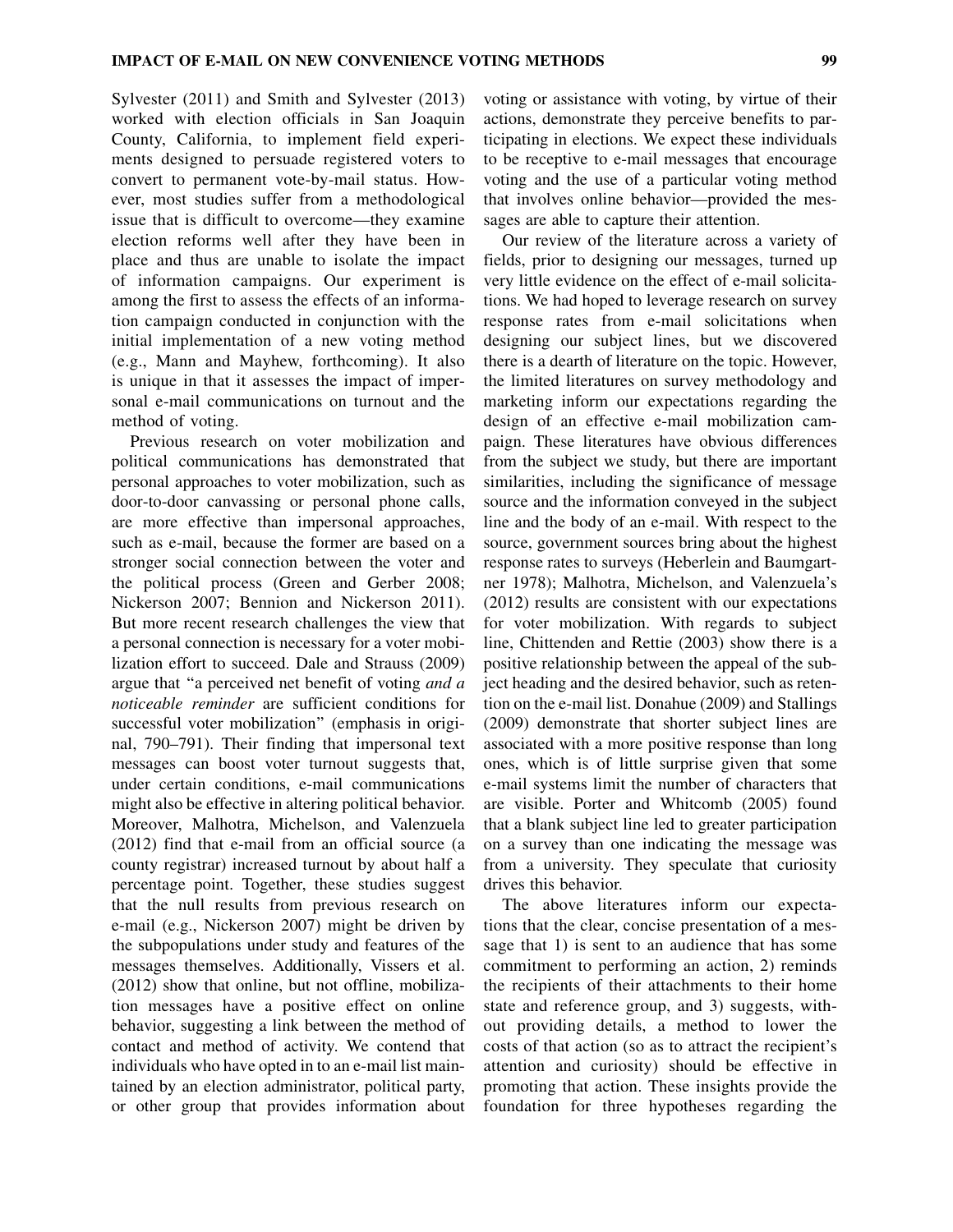Sylvester (2011) and Smith and Sylvester (2013) worked with election officials in San Joaquin County, California, to implement field experiments designed to persuade registered voters to convert to permanent vote-by-mail status. However, most studies suffer from a methodological issue that is difficult to overcome—they examine election reforms well after they have been in place and thus are unable to isolate the impact of information campaigns. Our experiment is among the first to assess the effects of an information campaign conducted in conjunction with the initial implementation of a new voting method (e.g., Mann and Mayhew, forthcoming). It also is unique in that it assesses the impact of impersonal e-mail communications on turnout and the method of voting.

Previous research on voter mobilization and political communications has demonstrated that personal approaches to voter mobilization, such as door-to-door canvassing or personal phone calls, are more effective than impersonal approaches, such as e-mail, because the former are based on a stronger social connection between the voter and the political process (Green and Gerber 2008; Nickerson 2007; Bennion and Nickerson 2011). But more recent research challenges the view that a personal connection is necessary for a voter mobilization effort to succeed. Dale and Strauss (2009) argue that "a perceived net benefit of voting *and a noticeable reminder* are sufficient conditions for successful voter mobilization" (emphasis in original, 790–791). Their finding that impersonal text messages can boost voter turnout suggests that, under certain conditions, e-mail communications might also be effective in altering political behavior. Moreover, Malhotra, Michelson, and Valenzuela (2012) find that e-mail from an official source (a county registrar) increased turnout by about half a percentage point. Together, these studies suggest that the null results from previous research on e-mail (e.g., Nickerson 2007) might be driven by the subpopulations under study and features of the messages themselves. Additionally, Vissers et al. (2012) show that online, but not offline, mobilization messages have a positive effect on online behavior, suggesting a link between the method of contact and method of activity. We contend that individuals who have opted in to an e-mail list maintained by an election administrator, political party, or other group that provides information about voting or assistance with voting, by virtue of their actions, demonstrate they perceive benefits to participating in elections. We expect these individuals to be receptive to e-mail messages that encourage voting and the use of a particular voting method that involves online behavior—provided the messages are able to capture their attention.

Our review of the literature across a variety of fields, prior to designing our messages, turned up very little evidence on the effect of e-mail solicitations. We had hoped to leverage research on survey response rates from e-mail solicitations when designing our subject lines, but we discovered there is a dearth of literature on the topic. However, the limited literatures on survey methodology and marketing inform our expectations regarding the design of an effective e-mail mobilization campaign. These literatures have obvious differences from the subject we study, but there are important similarities, including the significance of message source and the information conveyed in the subject line and the body of an e-mail. With respect to the source, government sources bring about the highest response rates to surveys (Heberlein and Baumgartner 1978); Malhotra, Michelson, and Valenzuela's (2012) results are consistent with our expectations for voter mobilization. With regards to subject line, Chittenden and Rettie (2003) show there is a positive relationship between the appeal of the subject heading and the desired behavior, such as retention on the e-mail list. Donahue (2009) and Stallings (2009) demonstrate that shorter subject lines are associated with a more positive response than long ones, which is of little surprise given that some e-mail systems limit the number of characters that are visible. Porter and Whitcomb (2005) found that a blank subject line led to greater participation on a survey than one indicating the message was from a university. They speculate that curiosity drives this behavior.

The above literatures inform our expectations that the clear, concise presentation of a message that 1) is sent to an audience that has some commitment to performing an action, 2) reminds the recipients of their attachments to their home state and reference group, and 3) suggests, without providing details, a method to lower the costs of that action (so as to attract the recipient's attention and curiosity) should be effective in promoting that action. These insights provide the foundation for three hypotheses regarding the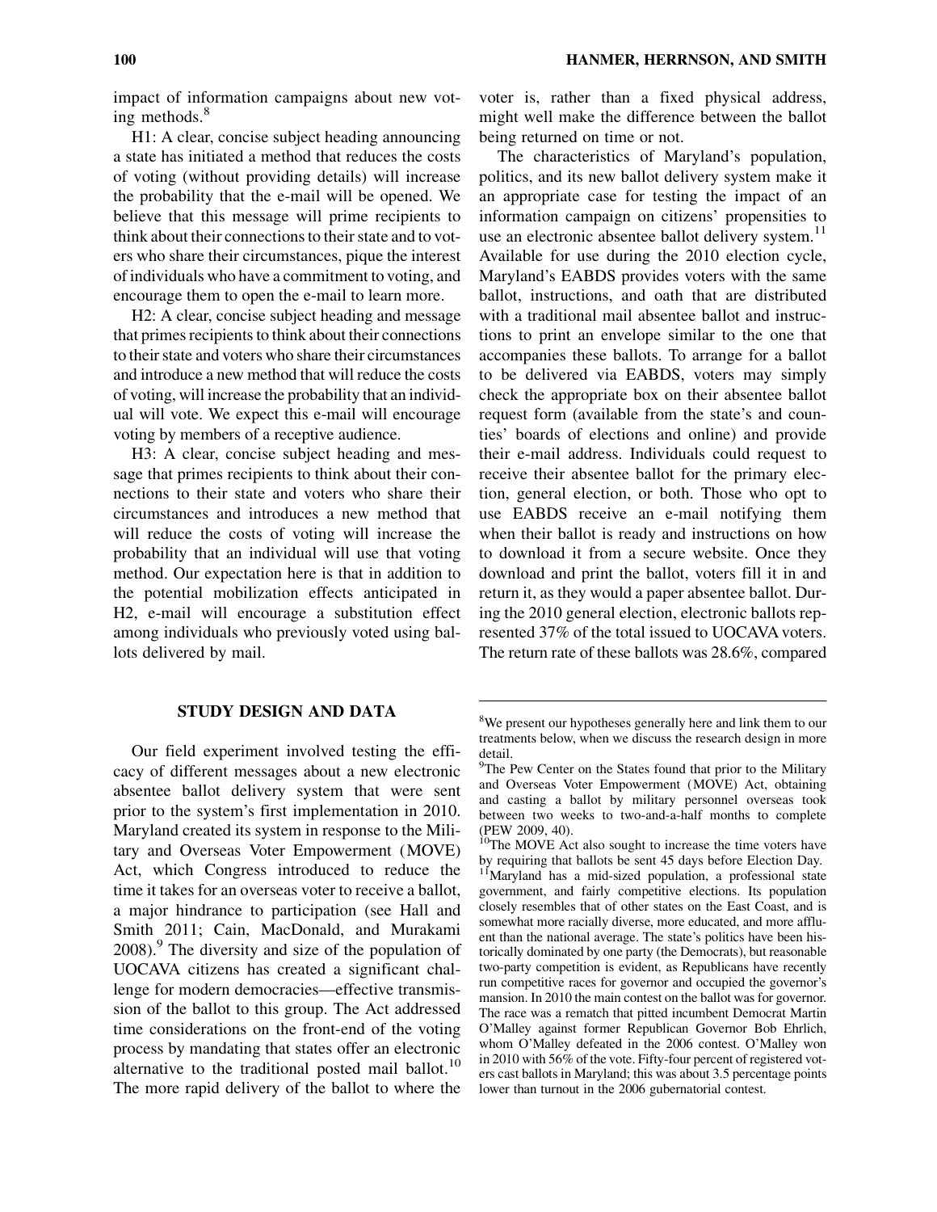impact of information campaigns about new voting methods.[8]

H1: A clear, concise subject heading announcing a state has initiated a method that reduces the costs of voting (without providing details) will increase the probability that the e-mail will be opened. We believe that this message will prime recipients to think about their connections to their state and to voters who share their circumstances, pique the interest of individuals who have a commitment to voting, and encourage them to open the e-mail to learn more.

H2: A clear, concise subject heading and message that primes recipients to think about their connections to their state and voters who share their circumstances and introduce a new method that will reduce the costs of voting, will increase the probability that an individual will vote. We expect this e-mail will encourage voting by members of a receptive audience.

H3: A clear, concise subject heading and message that primes recipients to think about their connections to their state and voters who share their circumstances and introduces a new method that will reduce the costs of voting will increase the probability that an individual will use that voting method. Our expectation here is that in addition to the potential mobilization effects anticipated in H2, e-mail will encourage a substitution effect among individuals who previously voted using ballots delivered by mail.

## STUDY DESIGN AND DATA

Our field experiment involved testing the efficacy of different messages about a new electronic absentee ballot delivery system that were sent prior to the system's first implementation in 2010. Maryland created its system in response to the Military and Overseas Voter Empowerment (MOVE) Act, which Congress introduced to reduce the time it takes for an overseas voter to receive a ballot, a major hindrance to participation (see Hall and Smith 2011; Cain, MacDonald, and Murakami 2008).[9] The diversity and size of the population of UOCAVA citizens has created a significant challenge for modern democracies—effective transmission of the ballot to this group. The Act addressed time considerations on the front-end of the voting process by mandating that states offer an electronic alternative to the traditional posted mail ballot.[10] The more rapid delivery of the ballot to where the voter is, rather than a fixed physical address, might well make the difference between the ballot being returned on time or not.

The characteristics of Maryland's population, politics, and its new ballot delivery system make it an appropriate case for testing the impact of an information campaign on citizens' propensities to use an electronic absentee ballot delivery system.[11] Available for use during the 2010 election cycle, Maryland's EABDS provides voters with the same ballot, instructions, and oath that are distributed with a traditional mail absentee ballot and instructions to print an envelope similar to the one that accompanies these ballots. To arrange for a ballot to be delivered via EABDS, voters may simply check the appropriate box on their absentee ballot request form (available from the state's and counties' boards of elections and online) and provide their e-mail address. Individuals could request to receive their absentee ballot for the primary election, general election, or both. Those who opt to use EABDS receive an e-mail notifying them when their ballot is ready and instructions on how to download it from a secure website. Once they download and print the ballot, voters fill it in and return it, as they would a paper absentee ballot. During the 2010 general election, electronic ballots represented 37% of the total issued to UOCAVA voters. The return rate of these ballots was 28.6%, compared

---

[8]We present our hypotheses generally here and link them to our treatments below, when we discuss the research design in more detail.

[9]The Pew Center on the States found that prior to the Military and Overseas Voter Empowerment (MOVE) Act, obtaining and casting a ballot by military personnel overseas took between two weeks to two-and-a-half months to complete (PEW 2009, 40).

[10]The MOVE Act also sought to increase the time voters have by requiring that ballots be sent 45 days before Election Day.

[11]Maryland has a mid-sized population, a professional state government, and fairly competitive elections. Its population closely resembles that of other states on the East Coast, and is somewhat more racially diverse, more educated, and more affluent than the national average. The state's politics have been historically dominated by one party (the Democrats), but reasonable two-party competition is evident, as Republicans have recently run competitive races for governor and occupied the governor's mansion. In 2010 the main contest on the ballot was for governor. The race was a rematch that pitted incumbent Democrat Martin O'Malley against former Republican Governor Bob Ehrlich, whom O'Malley defeated in the 2006 contest. O'Malley won in 2010 with 56% of the vote. Fifty-four percent of registered voters cast ballots in Maryland; this was about 3.5 percentage points lower than turnout in the 2006 gubernatorial contest.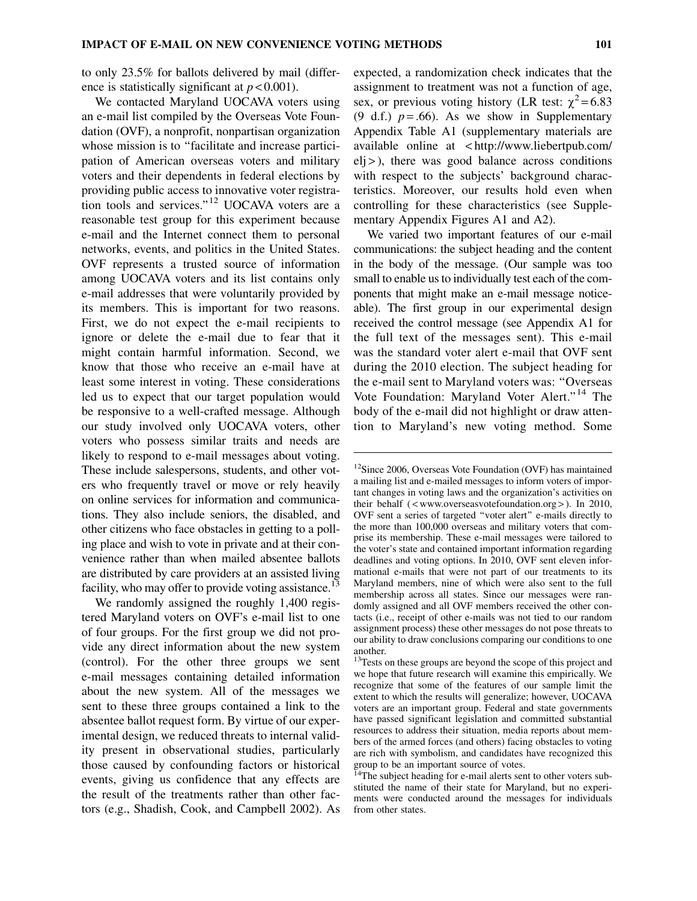to only 23.5% for ballots delivered by mail (difference is statistically significant at $p < 0.001$).

We contacted Maryland UOCAVA voters using an e-mail list compiled by the Overseas Vote Foundation (OVF), a nonprofit, nonpartisan organization whose mission is to "facilitate and increase participation of American overseas voters and military voters and their dependents in federal elections by providing public access to innovative voter registration tools and services."[12] UOCAVA voters are a reasonable test group for this experiment because e-mail and the Internet connect them to personal networks, events, and politics in the United States. OVF represents a trusted source of information among UOCAVA voters and its list contains only e-mail addresses that were voluntarily provided by its members. This is important for two reasons. First, we do not expect the e-mail recipients to ignore or delete the e-mail due to fear that it might contain harmful information. Second, we know that those who receive an e-mail have at least some interest in voting. These considerations led us to expect that our target population would be responsive to a well-crafted message. Although our study involved only UOCAVA voters, other voters who possess similar traits and needs are likely to respond to e-mail messages about voting. These include salespersons, students, and other voters who frequently travel or move or rely heavily on online services for information and communications. They also include seniors, the disabled, and other citizens who face obstacles in getting to a polling place and wish to vote in private and at their convenience rather than when mailed absentee ballots are distributed by care providers at an assisted living facility, who may offer to provide voting assistance.[13]

We randomly assigned the roughly 1,400 registered Maryland voters on OVF's e-mail list to one of four groups. For the first group we did not provide any direct information about the new system (control). For the other three groups we sent e-mail messages containing detailed information about the new system. All of the messages we sent to these three groups contained a link to the absentee ballot request form. By virtue of our experimental design, we reduced threats to internal validity present in observational studies, particularly those caused by confounding factors or historical events, giving us confidence that any effects are the result of the treatments rather than other factors (e.g., Shadish, Cook, and Campbell 2002). As expected, a randomization check indicates that the assignment to treatment was not a function of age, sex, or previous voting history (LR test: $\chi^2 = 6.83$ (9 d.f.) $p = .66$). As we show in Supplementary Appendix Table A1 (supplementary materials are available online at <http://www.liebertpub.com/elj>), there was good balance across conditions with respect to the subjects' background characteristics. Moreover, our results hold even when controlling for these characteristics (see Supplementary Appendix Figures A1 and A2).

We varied two important features of our e-mail communications: the subject heading and the content in the body of the message. (Our sample was too small to enable us to individually test each of the components that might make an e-mail message noticeable). The first group in our experimental design received the control message (see Appendix A1 for the full text of the messages sent). This e-mail was the standard voter alert e-mail that OVF sent during the 2010 election. The subject heading for the e-mail sent to Maryland voters was: "Overseas Vote Foundation: Maryland Voter Alert."[14] The body of the e-mail did not highlight or draw attention to Maryland's new voting method. Some

[12] Since 2006, Overseas Vote Foundation (OVF) has maintained a mailing list and e-mailed messages to inform voters of important changes in voting laws and the organization's activities on their behalf (<www.overseasvotefoundation.org>). In 2010, OVF sent a series of targeted "voter alert" e-mails directly to the more than 100,000 overseas and military voters that comprise its membership. These e-mail messages were tailored to the voter's state and contained important information regarding deadlines and voting options. In 2010, OVF sent eleven informational e-mails that were not part of our treatments to its Maryland members, nine of which were also sent to the full membership across all states. Since our messages were randomly assigned and all OVF members received the other contacts (i.e., receipt of other e-mails was not tied to our random assignment process) these other messages do not pose threats to our ability to draw conclusions comparing our conditions to one another.

[13] Tests on these groups are beyond the scope of this project and we hope that future research will examine this empirically. We recognize that some of the features of our sample limit the extent to which the results will generalize; however, UOCAVA voters are an important group. Federal and state governments have passed significant legislation and committed substantial resources to address their situation, media reports about members of the armed forces (and others) facing obstacles to voting are rich with symbolism, and candidates have recognized this group to be an important source of votes.

[14] The subject heading for e-mail alerts sent to other voters substituted the name of their state for Maryland, but no experiments were conducted around the messages for individuals from other states.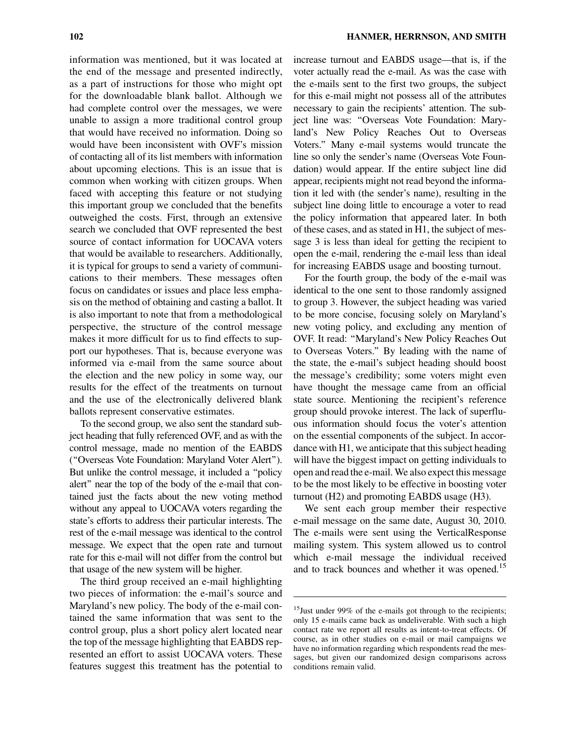information was mentioned, but it was located at the end of the message and presented indirectly, as a part of instructions for those who might opt for the downloadable blank ballot. Although we had complete control over the messages, we were unable to assign a more traditional control group that would have received no information. Doing so would have been inconsistent with OVF's mission of contacting all of its list members with information about upcoming elections. This is an issue that is common when working with citizen groups. When faced with accepting this feature or not studying this important group we concluded that the benefits outweighed the costs. First, through an extensive search we concluded that OVF represented the best source of contact information for UOCAVA voters that would be available to researchers. Additionally, it is typical for groups to send a variety of communications to their members. These messages often focus on candidates or issues and place less emphasis on the method of obtaining and casting a ballot. It is also important to note that from a methodological perspective, the structure of the control message makes it more difficult for us to find effects to support our hypotheses. That is, because everyone was informed via e-mail from the same source about the election and the new policy in some way, our results for the effect of the treatments on turnout and the use of the electronically delivered blank ballots represent conservative estimates.

To the second group, we also sent the standard subject heading that fully referenced OVF, and as with the control message, made no mention of the EABDS ("Overseas Vote Foundation: Maryland Voter Alert"). But unlike the control message, it included a "policy alert" near the top of the body of the e-mail that contained just the facts about the new voting method without any appeal to UOCAVA voters regarding the state's efforts to address their particular interests. The rest of the e-mail message was identical to the control message. We expect that the open rate and turnout rate for this e-mail will not differ from the control but that usage of the new system will be higher.

The third group received an e-mail highlighting two pieces of information: the e-mail's source and Maryland's new policy. The body of the e-mail contained the same information that was sent to the control group, plus a short policy alert located near the top of the message highlighting that EABDS represented an effort to assist UOCAVA voters. These features suggest this treatment has the potential to increase turnout and EABDS usage—that is, if the voter actually read the e-mail. As was the case with the e-mails sent to the first two groups, the subject for this e-mail might not possess all of the attributes necessary to gain the recipients' attention. The subject line was: "Overseas Vote Foundation: Maryland's New Policy Reaches Out to Overseas Voters." Many e-mail systems would truncate the line so only the sender's name (Overseas Vote Foundation) would appear. If the entire subject line did appear, recipients might not read beyond the information it led with (the sender's name), resulting in the subject line doing little to encourage a voter to read the policy information that appeared later. In both of these cases, and as stated in H1, the subject of message 3 is less than ideal for getting the recipient to open the e-mail, rendering the e-mail less than ideal for increasing EABDS usage and boosting turnout.

For the fourth group, the body of the e-mail was identical to the one sent to those randomly assigned to group 3. However, the subject heading was varied to be more concise, focusing solely on Maryland's new voting policy, and excluding any mention of OVF. It read: "Maryland's New Policy Reaches Out to Overseas Voters." By leading with the name of the state, the e-mail's subject heading should boost the message's credibility; some voters might even have thought the message came from an official state source. Mentioning the recipient's reference group should provoke interest. The lack of superfluous information should focus the voter's attention on the essential components of the subject. In accordance with H1, we anticipate that this subject heading will have the biggest impact on getting individuals to open and read the e-mail. We also expect this message to be the most likely to be effective in boosting voter turnout (H2) and promoting EABDS usage (H3).

We sent each group member their respective e-mail message on the same date, August 30, 2010. The e-mails were sent using the VerticalResponse mailing system. This system allowed us to control which e-mail message the individual received and to track bounces and whether it was opened.[15]

[15]Just under 99% of the e-mails got through to the recipients; only 15 e-mails came back as undeliverable. With such a high contact rate we report all results as intent-to-treat effects. Of course, as in other studies on e-mail or mail campaigns we have no information regarding which respondents read the messages, but given our randomized design comparisons across conditions remain valid.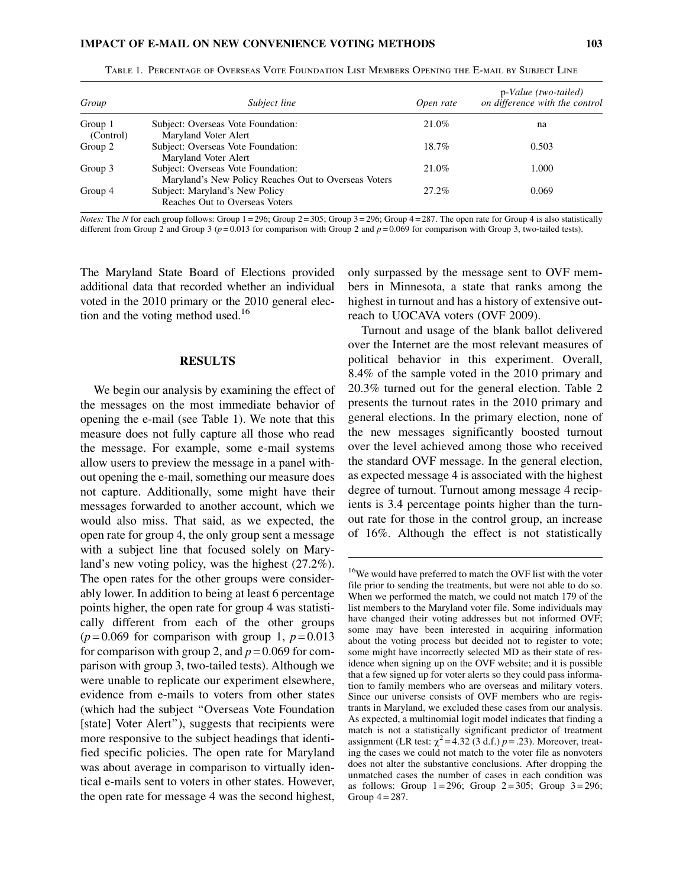Table 1. Percentage of Overseas Vote Foundation List Members Opening the E-mail by Subject Line

| Group | Subject line | Open rate | p-Value (two-tailed) on difference with the control |
|---|---|---|---|
| Group 1 (Control) | Subject: Overseas Vote Foundation: Maryland Voter Alert | 21.0% | na |
| Group 2 | Subject: Overseas Vote Foundation: Maryland Voter Alert | 18.7% | 0.503 |
| Group 3 | Subject: Overseas Vote Foundation: Maryland's New Policy Reaches Out to Overseas Voters | 21.0% | 1.000 |
| Group 4 | Subject: Maryland's New Policy Reaches Out to Overseas Voters | 27.2% | 0.069 |

*Notes:* The *N* for each group follows: Group 1 = 296; Group 2 = 305; Group 3 = 296; Group 4 = 287. The open rate for Group 4 is also statistically different from Group 2 and Group 3 ($p = 0.013$ for comparison with Group 2 and $p = 0.069$ for comparison with Group 3, two-tailed tests).

The Maryland State Board of Elections provided additional data that recorded whether an individual voted in the 2010 primary or the 2010 general election and the voting method used.[16]

## RESULTS

We begin our analysis by examining the effect of the messages on the most immediate behavior of opening the e-mail (see Table 1). We note that this measure does not fully capture all those who read the message. For example, some e-mail systems allow users to preview the message in a panel without opening the e-mail, something our measure does not capture. Additionally, some might have their messages forwarded to another account, which we would also miss. That said, as we expected, the open rate for group 4, the only group sent a message with a subject line that focused solely on Maryland's new voting policy, was the highest (27.2%). The open rates for the other groups were considerably lower. In addition to being at least 6 percentage points higher, the open rate for group 4 was statistically different from each of the other groups ($p = 0.069$ for comparison with group 1, $p = 0.013$ for comparison with group 2, and $p = 0.069$ for comparison with group 3, two-tailed tests). Although we were unable to replicate our experiment elsewhere, evidence from e-mails to voters from other states (which had the subject "Overseas Vote Foundation [state] Voter Alert"), suggests that recipients were more responsive to the subject headings that identified specific policies. The open rate for Maryland was about average in comparison to virtually identical e-mails sent to voters in other states. However, the open rate for message 4 was the second highest, only surpassed by the message sent to OVF members in Minnesota, a state that ranks among the highest in turnout and has a history of extensive outreach to UOCAVA voters (OVF 2009).

Turnout and usage of the blank ballot delivered over the Internet are the most relevant measures of political behavior in this experiment. Overall, 8.4% of the sample voted in the 2010 primary and 20.3% turned out for the general election. Table 2 presents the turnout rates in the 2010 primary and general elections. In the primary election, none of the new messages significantly boosted turnout over the level achieved among those who received the standard OVF message. In the general election, as expected message 4 is associated with the highest degree of turnout. Turnout among message 4 recipients is 3.4 percentage points higher than the turnout rate for those in the control group, an increase of 16%. Although the effect is not statistically

[16]We would have preferred to match the OVF list with the voter file prior to sending the treatments, but were not able to do so. When we performed the match, we could not match 179 of the list members to the Maryland voter file. Some individuals may have changed their voting addresses but not informed OVF; some may have been interested in acquiring information about the voting process but decided not to register to vote; some might have incorrectly selected MD as their state of residence when signing up on the OVF website; and it is possible that a few signed up for voter alerts so they could pass information to family members who are overseas and military voters. Since our universe consists of OVF members who are registrants in Maryland, we excluded these cases from our analysis. As expected, a multinomial logit model indicates that finding a match is not a statistically significant predictor of treatment assignment (LR test: $\chi^2 = 4.32$ (3 d.f.) $p = .23$). Moreover, treating the cases we could not match to the voter file as nonvoters does not alter the substantive conclusions. After dropping the unmatched cases the number of cases in each condition was as follows: Group 1 = 296; Group 2 = 305; Group 3 = 296; Group 4 = 287.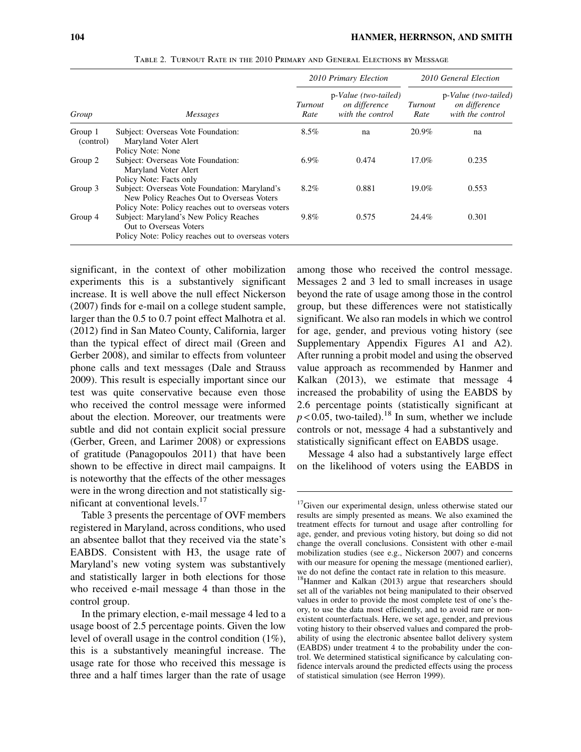TABLE 2. TURNOUT RATE IN THE 2010 PRIMARY AND GENERAL ELECTIONS BY MESSAGE

| Group | Messages | 2010 Primary Election | | 2010 General Election | |
|---|---|---|---|---|---|
| | | *Turnout Rate* | p-*Value (two-tailed) on difference with the control* | *Turnout Rate* | p-*Value (two-tailed) on difference with the control* |
| Group 1 (control) | Subject: Overseas Vote Foundation: Maryland Voter Alert<br>Policy Note: None | 8.5% | na | 20.9% | na |
| Group 2 | Subject: Overseas Vote Foundation: Maryland Voter Alert<br>Policy Note: Facts only | 6.9% | 0.474 | 17.0% | 0.235 |
| Group 3 | Subject: Overseas Vote Foundation: Maryland's New Policy Reaches Out to Overseas Voters<br>Policy Note: Policy reaches out to overseas voters | 8.2% | 0.881 | 19.0% | 0.553 |
| Group 4 | Subject: Maryland's New Policy Reaches Out to Overseas Voters<br>Policy Note: Policy reaches out to overseas voters | 9.8% | 0.575 | 24.4% | 0.301 |

significant, in the context of other mobilization experiments this is a substantively significant increase. It is well above the null effect Nickerson (2007) finds for e-mail on a college student sample, larger than the 0.5 to 0.7 point effect Malhotra et al. (2012) find in San Mateo County, California, larger than the typical effect of direct mail (Green and Gerber 2008), and similar to effects from volunteer phone calls and text messages (Dale and Strauss 2009). This result is especially important since our test was quite conservative because even those who received the control message were informed about the election. Moreover, our treatments were subtle and did not contain explicit social pressure (Gerber, Green, and Larimer 2008) or expressions of gratitude (Panagopoulos 2011) that have been shown to be effective in direct mail campaigns. It is noteworthy that the effects of the other messages were in the wrong direction and not statistically significant at conventional levels.[17]

Table 3 presents the percentage of OVF members registered in Maryland, across conditions, who used an absentee ballot that they received via the state's EABDS. Consistent with H3, the usage rate of Maryland's new voting system was substantively and statistically larger in both elections for those who received e-mail message 4 than those in the control group.

In the primary election, e-mail message 4 led to a usage boost of 2.5 percentage points. Given the low level of overall usage in the control condition (1%), this is a substantively meaningful increase. The usage rate for those who received this message is three and a half times larger than the rate of usage among those who received the control message. Messages 2 and 3 led to small increases in usage beyond the rate of usage among those in the control group, but these differences were not statistically significant. We also ran models in which we control for age, gender, and previous voting history (see Supplementary Appendix Figures A1 and A2). After running a probit model and using the observed value approach as recommended by Hanmer and Kalkan (2013), we estimate that message 4 increased the probability of using the EABDS by 2.6 percentage points (statistically significant at $p < 0.05$, two-tailed).[18] In sum, whether we include controls or not, message 4 had a substantively and statistically significant effect on EABDS usage.

Message 4 also had a substantively large effect on the likelihood of voters using the EABDS in

---

[17]Given our experimental design, unless otherwise stated our results are simply presented as means. We also examined the treatment effects for turnout and usage after controlling for age, gender, and previous voting history, but doing so did not change the overall conclusions. Consistent with other e-mail mobilization studies (see e.g., Nickerson 2007) and concerns with our measure for opening the message (mentioned earlier), we do not define the contact rate in relation to this measure.

[18]Hanmer and Kalkan (2013) argue that researchers should set all of the variables not being manipulated to their observed values in order to provide the most complete test of one's theory, to use the data most efficiently, and to avoid rare or nonexistent counterfactuals. Here, we set age, gender, and previous voting history to their observed values and compared the probability of using the electronic absentee ballot delivery system (EABDS) under treatment 4 to the probability under the control. We determined statistical significance by calculating confidence intervals around the predicted effects using the process of statistical simulation (see Herron 1999).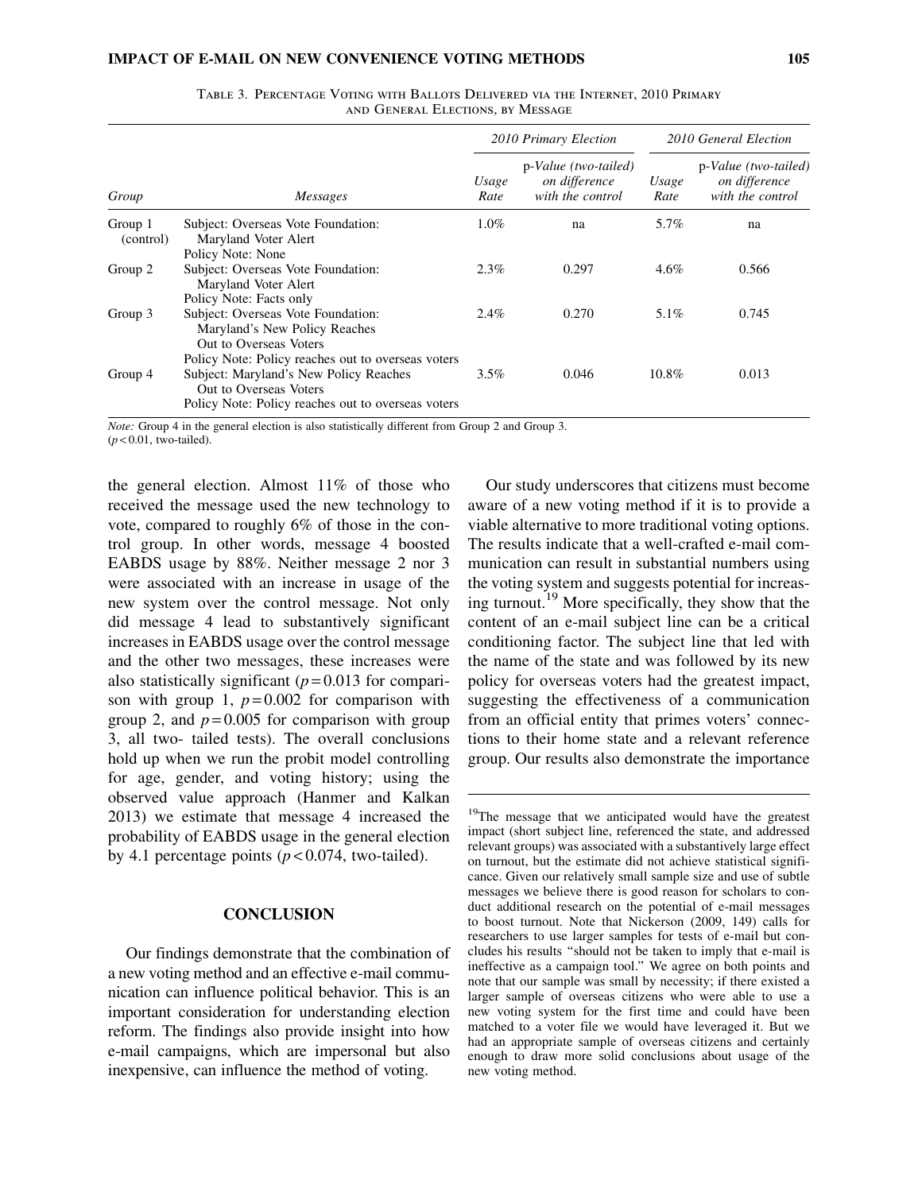Table 3. Percentage Voting with Ballots Delivered via the Internet, 2010 Primary and General Elections, by Message

| Group | Messages | 2010 Primary Election | | 2010 General Election | |
|---|---|---|---|---|---|
| | | *Usage Rate* | *p-Value (two-tailed) on difference with the control* | *Usage Rate* | *p-Value (two-tailed) on difference with the control* |
| Group 1 (control) | Subject: Overseas Vote Foundation: Maryland Voter Alert<br>Policy Note: None | 1.0% | na | 5.7% | na |
| Group 2 | Subject: Overseas Vote Foundation: Maryland Voter Alert<br>Policy Note: Facts only | 2.3% | 0.297 | 4.6% | 0.566 |
| Group 3 | Subject: Overseas Vote Foundation: Maryland's New Policy Reaches Out to Overseas Voters<br>Policy Note: Policy reaches out to overseas voters | 2.4% | 0.270 | 5.1% | 0.745 |
| Group 4 | Subject: Maryland's New Policy Reaches Out to Overseas Voters<br>Policy Note: Policy reaches out to overseas voters | 3.5% | 0.046 | 10.8% | 0.013 |

*Note:* Group 4 in the general election is also statistically different from Group 2 and Group 3. ($p < 0.01$, two-tailed).

the general election. Almost 11% of those who received the message used the new technology to vote, compared to roughly 6% of those in the control group. In other words, message 4 boosted EABDS usage by 88%. Neither message 2 nor 3 were associated with an increase in usage of the new system over the control message. Not only did message 4 lead to substantively significant increases in EABDS usage over the control message and the other two messages, these increases were also statistically significant ($p = 0.013$ for comparison with group 1, $p = 0.002$ for comparison with group 2, and $p = 0.005$ for comparison with group 3, all two- tailed tests). The overall conclusions hold up when we run the probit model controlling for age, gender, and voting history; using the observed value approach (Hanmer and Kalkan 2013) we estimate that message 4 increased the probability of EABDS usage in the general election by 4.1 percentage points ($p < 0.074$, two-tailed).

## CONCLUSION

Our findings demonstrate that the combination of a new voting method and an effective e-mail communication can influence political behavior. This is an important consideration for understanding election reform. The findings also provide insight into how e-mail campaigns, which are impersonal but also inexpensive, can influence the method of voting.

Our study underscores that citizens must become aware of a new voting method if it is to provide a viable alternative to more traditional voting options. The results indicate that a well-crafted e-mail communication can result in substantial numbers using the voting system and suggests potential for increasing turnout.[19] More specifically, they show that the content of an e-mail subject line can be a critical conditioning factor. The subject line that led with the name of the state and was followed by its new policy for overseas voters had the greatest impact, suggesting the effectiveness of a communication from an official entity that primes voters' connections to their home state and a relevant reference group. Our results also demonstrate the importance

[19]The message that we anticipated would have the greatest impact (short subject line, referenced the state, and addressed relevant groups) was associated with a substantively large effect on turnout, but the estimate did not achieve statistical significance. Given our relatively small sample size and use of subtle messages we believe there is good reason for scholars to conduct additional research on the potential of e-mail messages to boost turnout. Note that Nickerson (2009, 149) calls for researchers to use larger samples for tests of e-mail but concludes his results "should not be taken to imply that e-mail is ineffective as a campaign tool." We agree on both points and note that our sample was small by necessity; if there existed a larger sample of overseas citizens who were able to use a new voting system for the first time and could have been matched to a voter file we would have leveraged it. But we had an appropriate sample of overseas citizens and certainly enough to draw more solid conclusions about usage of the new voting method.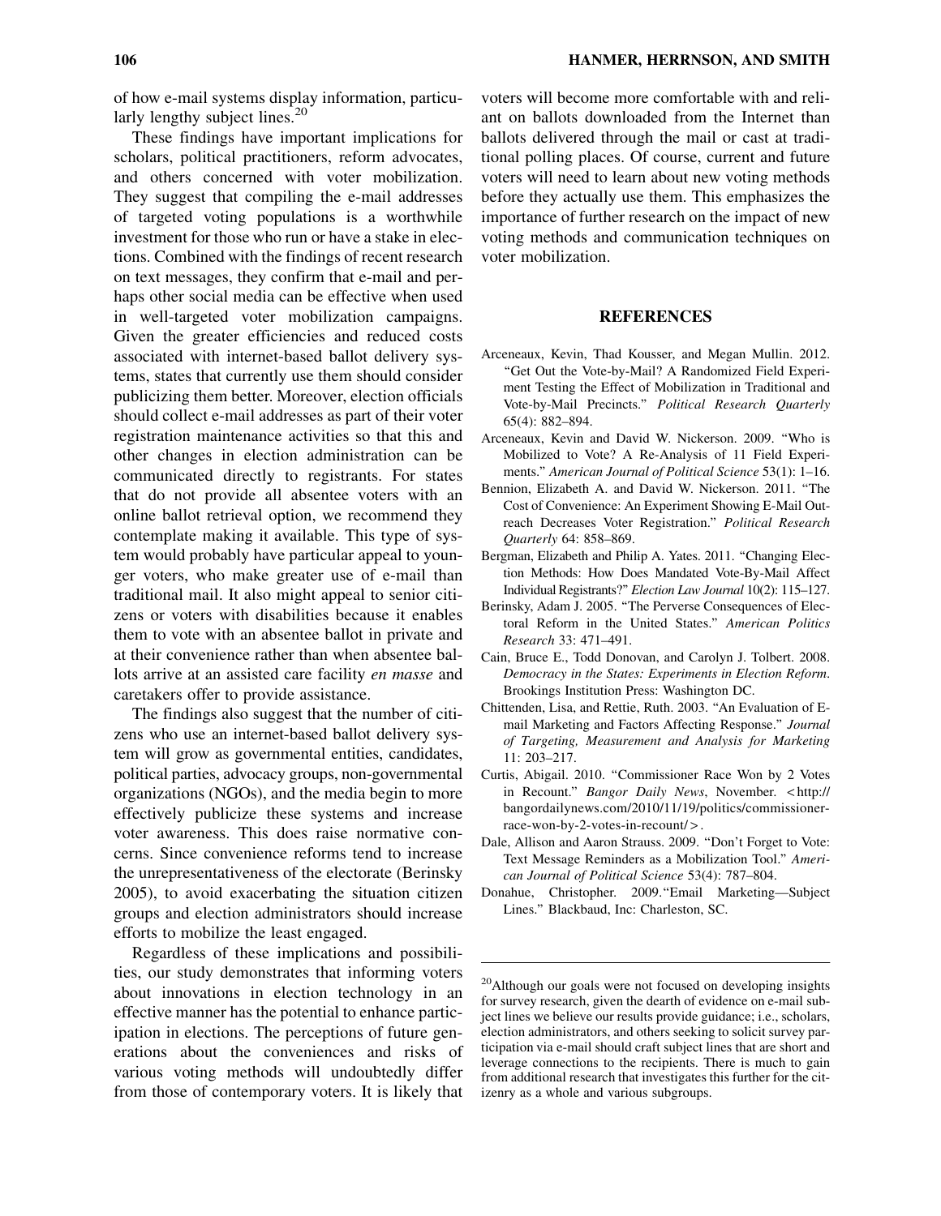of how e-mail systems display information, particularly lengthy subject lines.[20]

These findings have important implications for scholars, political practitioners, reform advocates, and others concerned with voter mobilization. They suggest that compiling the e-mail addresses of targeted voting populations is a worthwhile investment for those who run or have a stake in elections. Combined with the findings of recent research on text messages, they confirm that e-mail and perhaps other social media can be effective when used in well-targeted voter mobilization campaigns. Given the greater efficiencies and reduced costs associated with internet-based ballot delivery systems, states that currently use them should consider publicizing them better. Moreover, election officials should collect e-mail addresses as part of their voter registration maintenance activities so that this and other changes in election administration can be communicated directly to registrants. For states that do not provide all absentee voters with an online ballot retrieval option, we recommend they contemplate making it available. This type of system would probably have particular appeal to younger voters, who make greater use of e-mail than traditional mail. It also might appeal to senior citizens or voters with disabilities because it enables them to vote with an absentee ballot in private and at their convenience rather than when absentee ballots arrive at an assisted care facility *en masse* and caretakers offer to provide assistance.

The findings also suggest that the number of citizens who use an internet-based ballot delivery system will grow as governmental entities, candidates, political parties, advocacy groups, non-governmental organizations (NGOs), and the media begin to more effectively publicize these systems and increase voter awareness. This does raise normative concerns. Since convenience reforms tend to increase the unrepresentativeness of the electorate (Berinsky 2005), to avoid exacerbating the situation citizen groups and election administrators should increase efforts to mobilize the least engaged.

Regardless of these implications and possibilities, our study demonstrates that informing voters about innovations in election technology in an effective manner has the potential to enhance participation in elections. The perceptions of future generations about the conveniences and risks of various voting methods will undoubtedly differ from those of contemporary voters. It is likely that voters will become more comfortable with and reliant on ballots downloaded from the Internet than ballots delivered through the mail or cast at traditional polling places. Of course, current and future voters will need to learn about new voting methods before they actually use them. This emphasizes the importance of further research on the impact of new voting methods and communication techniques on voter mobilization.

## REFERENCES

Arceneaux, Kevin, Thad Kousser, and Megan Mullin. 2012. "Get Out the Vote-by-Mail? A Randomized Field Experiment Testing the Effect of Mobilization in Traditional and Vote-by-Mail Precincts." *Political Research Quarterly* 65(4): 882–894.

Arceneaux, Kevin and David W. Nickerson. 2009. "Who is Mobilized to Vote? A Re-Analysis of 11 Field Experiments." *American Journal of Political Science* 53(1): 1–16.

Bennion, Elizabeth A. and David W. Nickerson. 2011. "The Cost of Convenience: An Experiment Showing E-Mail Outreach Decreases Voter Registration." *Political Research Quarterly* 64: 858–869.

Bergman, Elizabeth and Philip A. Yates. 2011. "Changing Election Methods: How Does Mandated Vote-By-Mail Affect Individual Registrants?" *Election Law Journal* 10(2): 115–127.

Berinsky, Adam J. 2005. "The Perverse Consequences of Electoral Reform in the United States." *American Politics Research* 33: 471–491.

Cain, Bruce E., Todd Donovan, and Carolyn J. Tolbert. 2008. *Democracy in the States: Experiments in Election Reform*. Brookings Institution Press: Washington DC.

Chittenden, Lisa, and Rettie, Ruth. 2003. "An Evaluation of E-mail Marketing and Factors Affecting Response." *Journal of Targeting, Measurement and Analysis for Marketing* 11: 203–217.

Curtis, Abigail. 2010. "Commissioner Race Won by 2 Votes in Recount." *Bangor Daily News*, November. <http://bangordailynews.com/2010/11/19/politics/commissioner-race-won-by-2-votes-in-recount/>.

Dale, Allison and Aaron Strauss. 2009. "Don't Forget to Vote: Text Message Reminders as a Mobilization Tool." *American Journal of Political Science* 53(4): 787–804.

Donahue, Christopher. 2009."Email Marketing—Subject Lines." Blackbaud, Inc: Charleston, SC.

[20]Although our goals were not focused on developing insights for survey research, given the dearth of evidence on e-mail subject lines we believe our results provide guidance; i.e., scholars, election administrators, and others seeking to solicit survey participation via e-mail should craft subject lines that are short and leverage connections to the recipients. There is much to gain from additional research that investigates this further for the citizenry as a whole and various subgroups.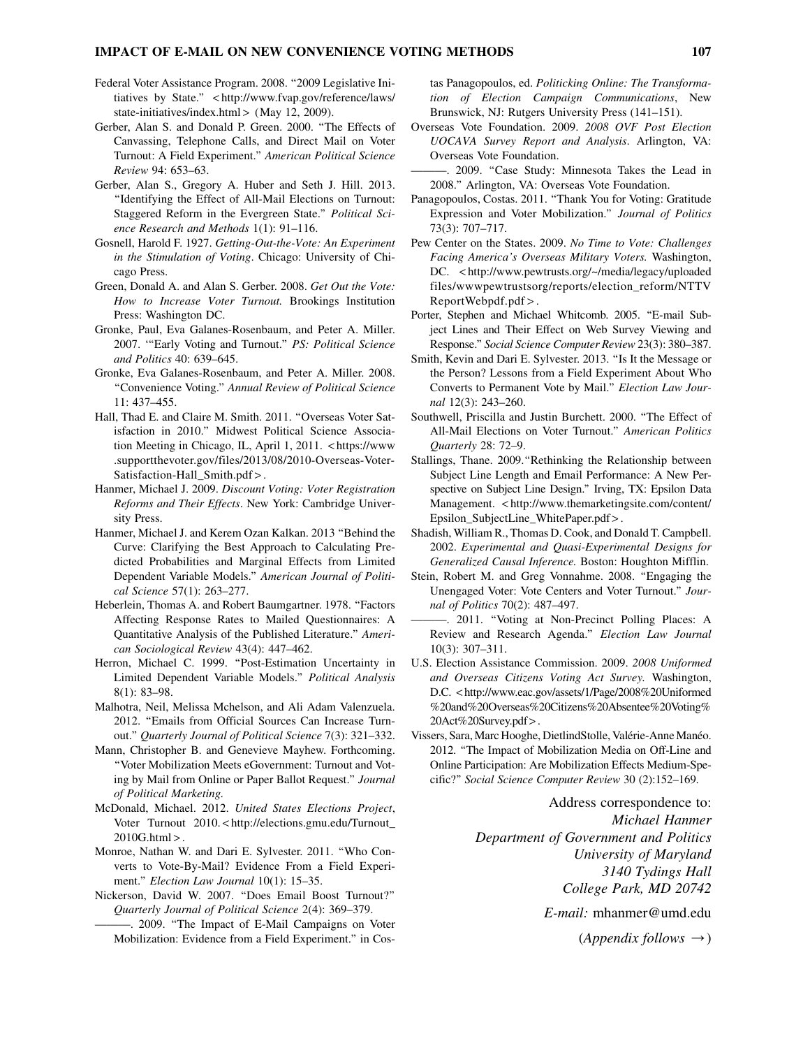Federal Voter Assistance Program. 2008. "2009 Legislative Initiatives by State." <http://www.fvap.gov/reference/laws/state-initiatives/index.html> (May 12, 2009).

Gerber, Alan S. and Donald P. Green. 2000. "The Effects of Canvassing, Telephone Calls, and Direct Mail on Voter Turnout: A Field Experiment." *American Political Science Review* 94: 653–63.

Gerber, Alan S., Gregory A. Huber and Seth J. Hill. 2013. "Identifying the Effect of All-Mail Elections on Turnout: Staggered Reform in the Evergreen State." *Political Science Research and Methods* 1(1): 91–116.

Gosnell, Harold F. 1927. *Getting-Out-the-Vote: An Experiment in the Stimulation of Voting*. Chicago: University of Chicago Press.

Green, Donald A. and Alan S. Gerber. 2008. *Get Out the Vote: How to Increase Voter Turnout.* Brookings Institution Press: Washington DC.

Gronke, Paul, Eva Galanes-Rosenbaum, and Peter A. Miller. 2007. '"Early Voting and Turnout." *PS: Political Science and Politics* 40: 639–645.

Gronke, Eva Galanes-Rosenbaum, and Peter A. Miller. 2008. "Convenience Voting." *Annual Review of Political Science* 11: 437–455.

Hall, Thad E. and Claire M. Smith. 2011. "Overseas Voter Satisfaction in 2010." Midwest Political Science Association Meeting in Chicago, IL, April 1, 2011. <https://www.supportthevoter.gov/files/2013/08/2010-Overseas-Voter-Satisfaction-Hall_Smith.pdf>.

Hanmer, Michael J. 2009. *Discount Voting: Voter Registration Reforms and Their Effects*. New York: Cambridge University Press.

Hanmer, Michael J. and Kerem Ozan Kalkan. 2013 "Behind the Curve: Clarifying the Best Approach to Calculating Predicted Probabilities and Marginal Effects from Limited Dependent Variable Models." *American Journal of Political Science* 57(1): 263–277.

Heberlein, Thomas A. and Robert Baumgartner. 1978. "Factors Affecting Response Rates to Mailed Questionnaires: A Quantitative Analysis of the Published Literature." *American Sociological Review* 43(4): 447–462.

Herron, Michael C. 1999. "Post-Estimation Uncertainty in Limited Dependent Variable Models." *Political Analysis* 8(1): 83–98.

Malhotra, Neil, Melissa Mchelson, and Ali Adam Valenzuela. 2012. "Emails from Official Sources Can Increase Turnout." *Quarterly Journal of Political Science* 7(3): 321–332.

Mann, Christopher B. and Genevieve Mayhew. Forthcoming. "Voter Mobilization Meets eGovernment: Turnout and Voting by Mail from Online or Paper Ballot Request." *Journal of Political Marketing.*

McDonald, Michael. 2012. *United States Elections Project*, Voter Turnout 2010. <http://elections.gmu.edu/Turnout_2010G.html>.

Monroe, Nathan W. and Dari E. Sylvester. 2011. "Who Converts to Vote-By-Mail? Evidence From a Field Experiment." *Election Law Journal* 10(1): 15–35.

Nickerson, David W. 2007. "Does Email Boost Turnout?" *Quarterly Journal of Political Science* 2(4): 369–379.

———. 2009. "The Impact of E-Mail Campaigns on Voter Mobilization: Evidence from a Field Experiment." in Costas Panagopoulos, ed. *Politicking Online: The Transformation of Election Campaign Communications*, New Brunswick, NJ: Rutgers University Press (141–151).

Overseas Vote Foundation. 2009. *2008 OVF Post Election UOCAVA Survey Report and Analysis*. Arlington, VA: Overseas Vote Foundation.

———. 2009. "Case Study: Minnesota Takes the Lead in 2008." Arlington, VA: Overseas Vote Foundation.

Panagopoulos, Costas. 2011. "Thank You for Voting: Gratitude Expression and Voter Mobilization." *Journal of Politics* 73(3): 707–717.

Pew Center on the States. 2009. *No Time to Vote: Challenges Facing America's Overseas Military Voters.* Washington, DC. <http://www.pewtrusts.org/~/media/legacy/uploadedfiles/wwwpewtrustsorg/reports/election_reform/NTTVReportWebpdf.pdf>.

Porter, Stephen and Michael Whitcomb. 2005. "E-mail Subject Lines and Their Effect on Web Survey Viewing and Response." *Social Science Computer Review* 23(3): 380–387.

Smith, Kevin and Dari E. Sylvester. 2013. "Is It the Message or the Person? Lessons from a Field Experiment About Who Converts to Permanent Vote by Mail." *Election Law Journal* 12(3): 243–260.

Southwell, Priscilla and Justin Burchett. 2000. "The Effect of All-Mail Elections on Voter Turnout." *American Politics Quarterly* 28: 72–9.

Stallings, Thane. 2009."Rethinking the Relationship between Subject Line Length and Email Performance: A New Perspective on Subject Line Design." Irving, TX: Epsilon Data Management. <http://www.themarketingsite.com/content/Epsilon_SubjectLine_WhitePaper.pdf>.

Shadish, William R., Thomas D. Cook, and Donald T. Campbell. 2002. *Experimental and Quasi-Experimental Designs for Generalized Causal Inference.* Boston: Houghton Mifflin.

Stein, Robert M. and Greg Vonnahme. 2008. "Engaging the Unengaged Voter: Vote Centers and Voter Turnout." *Journal of Politics* 70(2): 487–497.

———. 2011. "Voting at Non-Precinct Polling Places: A Review and Research Agenda." *Election Law Journal* 10(3): 307–311.

U.S. Election Assistance Commission. 2009. *2008 Uniformed and Overseas Citizens Voting Act Survey.* Washington, D.C. <http://www.eac.gov/assets/1/Page/2008%20Uniformed%20and%20Overseas%20Citizens%20Absentee%20Voting%20Act%20Survey.pdf>.

Vissers, Sara, Marc Hooghe, DietlindStolle, Valérie-Anne Manéo. 2012. "The Impact of Mobilization Media on Off-Line and Online Participation: Are Mobilization Effects Medium-Specific?" *Social Science Computer Review* 30 (2):152–169.

Address correspondence to:
*Michael Hanmer*
*Department of Government and Politics*
*University of Maryland*
*3140 Tydings Hall*
*College Park, MD 20742*

*E-mail:* mhanmer@umd.edu

(*Appendix follows* →)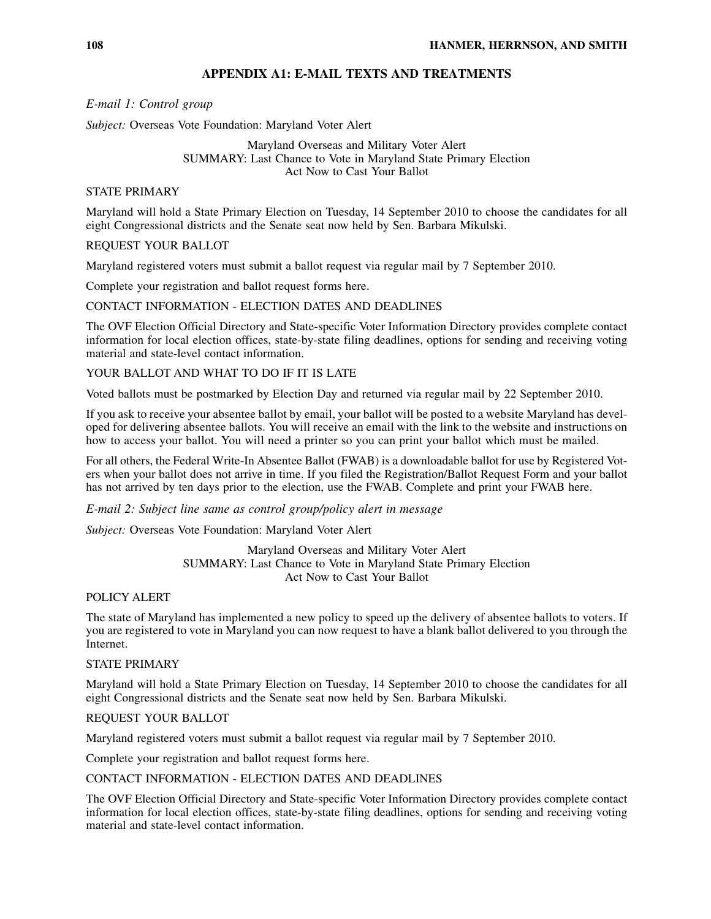## APPENDIX A1: E-MAIL TEXTS AND TREATMENTS

*E-mail 1: Control group*

*Subject:* Overseas Vote Foundation: Maryland Voter Alert

Maryland Overseas and Military Voter Alert
SUMMARY: Last Chance to Vote in Maryland State Primary Election
Act Now to Cast Your Ballot

STATE PRIMARY

Maryland will hold a State Primary Election on Tuesday, 14 September 2010 to choose the candidates for all eight Congressional districts and the Senate seat now held by Sen. Barbara Mikulski.

REQUEST YOUR BALLOT

Maryland registered voters must submit a ballot request via regular mail by 7 September 2010.

Complete your registration and ballot request forms here.

CONTACT INFORMATION - ELECTION DATES AND DEADLINES

The OVF Election Official Directory and State-specific Voter Information Directory provides complete contact information for local election offices, state-by-state filing deadlines, options for sending and receiving voting material and state-level contact information.

YOUR BALLOT AND WHAT TO DO IF IT IS LATE

Voted ballots must be postmarked by Election Day and returned via regular mail by 22 September 2010.

If you ask to receive your absentee ballot by email, your ballot will be posted to a website Maryland has developed for delivering absentee ballots. You will receive an email with the link to the website and instructions on how to access your ballot. You will need a printer so you can print your ballot which must be mailed.

For all others, the Federal Write-In Absentee Ballot (FWAB) is a downloadable ballot for use by Registered Voters when your ballot does not arrive in time. If you filed the Registration/Ballot Request Form and your ballot has not arrived by ten days prior to the election, use the FWAB. Complete and print your FWAB here.

*E-mail 2: Subject line same as control group/policy alert in message*

*Subject:* Overseas Vote Foundation: Maryland Voter Alert

Maryland Overseas and Military Voter Alert
SUMMARY: Last Chance to Vote in Maryland State Primary Election
Act Now to Cast Your Ballot

POLICY ALERT

The state of Maryland has implemented a new policy to speed up the delivery of absentee ballots to voters. If you are registered to vote in Maryland you can now request to have a blank ballot delivered to you through the Internet.

STATE PRIMARY

Maryland will hold a State Primary Election on Tuesday, 14 September 2010 to choose the candidates for all eight Congressional districts and the Senate seat now held by Sen. Barbara Mikulski.

REQUEST YOUR BALLOT

Maryland registered voters must submit a ballot request via regular mail by 7 September 2010.

Complete your registration and ballot request forms here.

CONTACT INFORMATION - ELECTION DATES AND DEADLINES

The OVF Election Official Directory and State-specific Voter Information Directory provides complete contact information for local election offices, state-by-state filing deadlines, options for sending and receiving voting material and state-level contact information.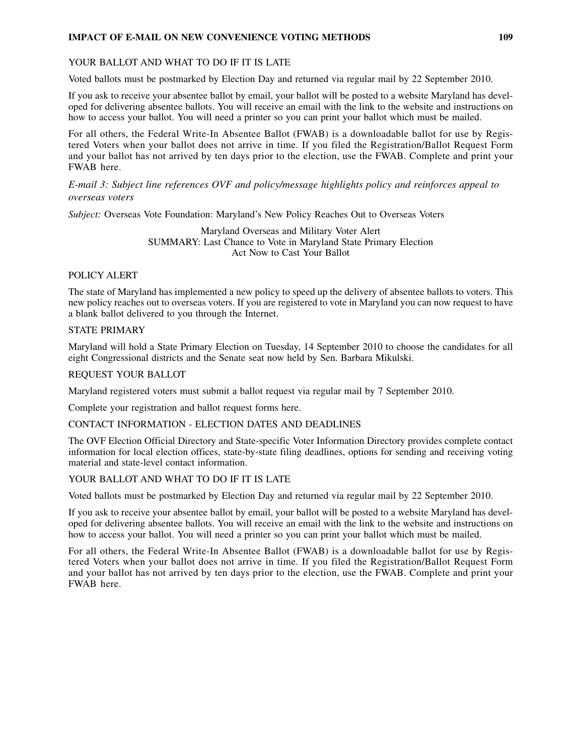YOUR BALLOT AND WHAT TO DO IF IT IS LATE

Voted ballots must be postmarked by Election Day and returned via regular mail by 22 September 2010.

If you ask to receive your absentee ballot by email, your ballot will be posted to a website Maryland has developed for delivering absentee ballots. You will receive an email with the link to the website and instructions on how to access your ballot. You will need a printer so you can print your ballot which must be mailed.

For all others, the Federal Write-In Absentee Ballot (FWAB) is a downloadable ballot for use by Registered Voters when your ballot does not arrive in time. If you filed the Registration/Ballot Request Form and your ballot has not arrived by ten days prior to the election, use the FWAB. Complete and print your FWAB here.

*E-mail 3: Subject line references OVF and policy/message highlights policy and reinforces appeal to overseas voters*

*Subject:* Overseas Vote Foundation: Maryland's New Policy Reaches Out to Overseas Voters

Maryland Overseas and Military Voter Alert
SUMMARY: Last Chance to Vote in Maryland State Primary Election
Act Now to Cast Your Ballot

POLICY ALERT

The state of Maryland has implemented a new policy to speed up the delivery of absentee ballots to voters. This new policy reaches out to overseas voters. If you are registered to vote in Maryland you can now request to have a blank ballot delivered to you through the Internet.

STATE PRIMARY

Maryland will hold a State Primary Election on Tuesday, 14 September 2010 to choose the candidates for all eight Congressional districts and the Senate seat now held by Sen. Barbara Mikulski.

REQUEST YOUR BALLOT

Maryland registered voters must submit a ballot request via regular mail by 7 September 2010.

Complete your registration and ballot request forms here.

CONTACT INFORMATION - ELECTION DATES AND DEADLINES

The OVF Election Official Directory and State-specific Voter Information Directory provides complete contact information for local election offices, state-by-state filing deadlines, options for sending and receiving voting material and state-level contact information.

YOUR BALLOT AND WHAT TO DO IF IT IS LATE

Voted ballots must be postmarked by Election Day and returned via regular mail by 22 September 2010.

If you ask to receive your absentee ballot by email, your ballot will be posted to a website Maryland has developed for delivering absentee ballots. You will receive an email with the link to the website and instructions on how to access your ballot. You will need a printer so you can print your ballot which must be mailed.

For all others, the Federal Write-In Absentee Ballot (FWAB) is a downloadable ballot for use by Registered Voters when your ballot does not arrive in time. If you filed the Registration/Ballot Request Form and your ballot has not arrived by ten days prior to the election, use the FWAB. Complete and print your FWAB here.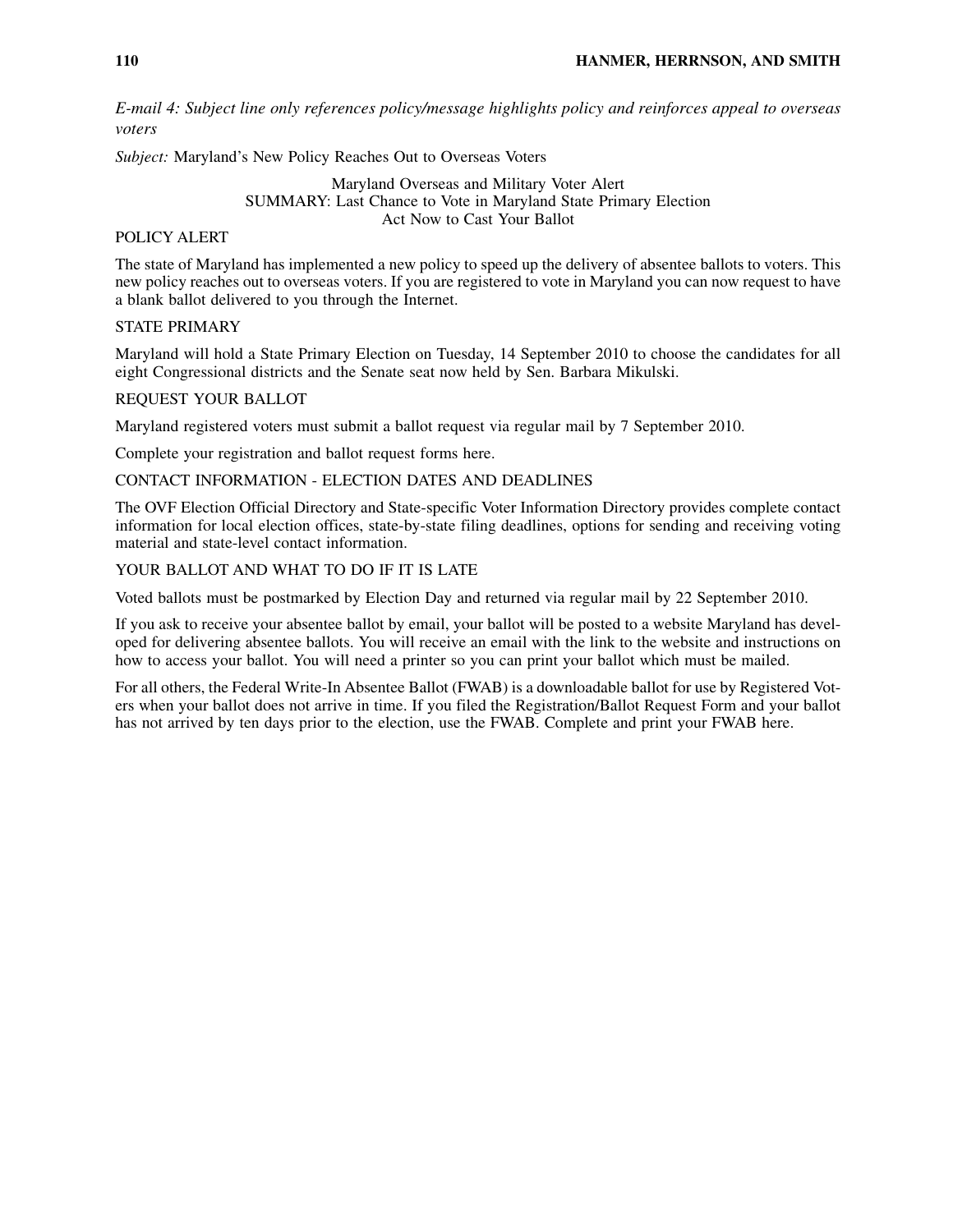*E-mail 4: Subject line only references policy/message highlights policy and reinforces appeal to overseas voters*

*Subject:* Maryland's New Policy Reaches Out to Overseas Voters

Maryland Overseas and Military Voter Alert
SUMMARY: Last Chance to Vote in Maryland State Primary Election
Act Now to Cast Your Ballot

POLICY ALERT

The state of Maryland has implemented a new policy to speed up the delivery of absentee ballots to voters. This new policy reaches out to overseas voters. If you are registered to vote in Maryland you can now request to have a blank ballot delivered to you through the Internet.

STATE PRIMARY

Maryland will hold a State Primary Election on Tuesday, 14 September 2010 to choose the candidates for all eight Congressional districts and the Senate seat now held by Sen. Barbara Mikulski.

REQUEST YOUR BALLOT

Maryland registered voters must submit a ballot request via regular mail by 7 September 2010.

Complete your registration and ballot request forms here.

CONTACT INFORMATION - ELECTION DATES AND DEADLINES

The OVF Election Official Directory and State-specific Voter Information Directory provides complete contact information for local election offices, state-by-state filing deadlines, options for sending and receiving voting material and state-level contact information.

YOUR BALLOT AND WHAT TO DO IF IT IS LATE

Voted ballots must be postmarked by Election Day and returned via regular mail by 22 September 2010.

If you ask to receive your absentee ballot by email, your ballot will be posted to a website Maryland has developed for delivering absentee ballots. You will receive an email with the link to the website and instructions on how to access your ballot. You will need a printer so you can print your ballot which must be mailed.

For all others, the Federal Write-In Absentee Ballot (FWAB) is a downloadable ballot for use by Registered Voters when your ballot does not arrive in time. If you filed the Registration/Ballot Request Form and your ballot has not arrived by ten days prior to the election, use the FWAB. Complete and print your FWAB here.